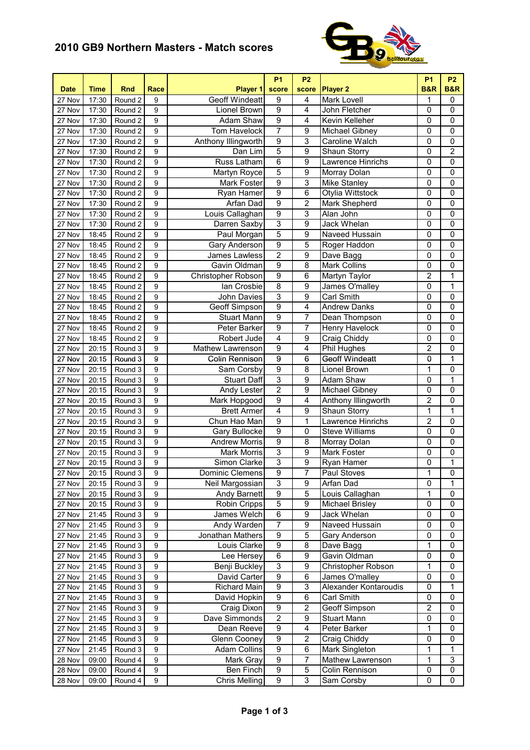# 2010 GB9 Northern Masters - Match scores

| Date | Time | Rnd | Race | Player 1 | P1 score | P2 score | Player 2 | P1 B&R | P2 B&R |
|---|---|---|---|---|---|---|---|---|---|
| 27 Nov | 17:30 | Round 2 | 9 | Geoff Windeatt | 9 | 4 | Mark Lovell | 1 | 0 |
| 27 Nov | 17:30 | Round 2 | 9 | Lionel Brown | 9 | 4 | John Fletcher | 0 | 0 |
| 27 Nov | 17:30 | Round 2 | 9 | Adam Shaw | 9 | 4 | Kevin Kelleher | 0 | 0 |
| 27 Nov | 17:30 | Round 2 | 9 | Tom Havelock | 7 | 9 | Michael Gibney | 0 | 0 |
| 27 Nov | 17:30 | Round 2 | 9 | Anthony Illingworth | 9 | 3 | Caroline Walch | 0 | 0 |
| 27 Nov | 17:30 | Round 2 | 9 | Dan Lim | 5 | 9 | Shaun Storry | 0 | 2 |
| 27 Nov | 17:30 | Round 2 | 9 | Russ Latham | 6 | 9 | Lawrence Hinrichs | 0 | 0 |
| 27 Nov | 17:30 | Round 2 | 9 | Martyn Royce | 5 | 9 | Morray Dolan | 0 | 0 |
| 27 Nov | 17:30 | Round 2 | 9 | Mark Foster | 9 | 3 | Mike Stanley | 0 | 0 |
| 27 Nov | 17:30 | Round 2 | 9 | Ryan Hamer | 9 | 6 | Otylia Wittstock | 0 | 0 |
| 27 Nov | 17:30 | Round 2 | 9 | Arfan Dad | 9 | 2 | Mark Shepherd | 0 | 0 |
| 27 Nov | 17:30 | Round 2 | 9 | Louis Callaghan | 9 | 3 | Alan John | 0 | 0 |
| 27 Nov | 17:30 | Round 2 | 9 | Darren Saxby | 3 | 9 | Jack Whelan | 0 | 0 |
| 27 Nov | 18:45 | Round 2 | 9 | Paul Morgan | 5 | 9 | Naveed Hussain | 0 | 0 |
| 27 Nov | 18:45 | Round 2 | 9 | Gary Anderson | 9 | 5 | Roger Haddon | 0 | 0 |
| 27 Nov | 18:45 | Round 2 | 9 | James Lawless | 2 | 9 | Dave Bagg | 0 | 0 |
| 27 Nov | 18:45 | Round 2 | 9 | Gavin Oldman | 9 | 8 | Mark Collins | 0 | 0 |
| 27 Nov | 18:45 | Round 2 | 9 | Christopher Robson | 9 | 6 | Martyn Taylor | 2 | 1 |
| 27 Nov | 18:45 | Round 2 | 9 | Ian Crosbie | 8 | 9 | James O'malley | 0 | 1 |
| 27 Nov | 18:45 | Round 2 | 9 | John Davies | 3 | 9 | Carl Smith | 0 | 0 |
| 27 Nov | 18:45 | Round 2 | 9 | Geoff Simpson | 9 | 4 | Andrew Danks | 0 | 0 |
| 27 Nov | 18:45 | Round 2 | 9 | Stuart Mann | 9 | 7 | Dean Thompson | 0 | 0 |
| 27 Nov | 18:45 | Round 2 | 9 | Peter Barker | 9 | 7 | Henry Havelock | 0 | 0 |
| 27 Nov | 18:45 | Round 2 | 9 | Robert Jude | 4 | 9 | Craig Chiddy | 0 | 0 |
| 27 Nov | 20:15 | Round 3 | 9 | Mathew Lawrenson | 9 | 4 | Phil Hughes | 2 | 0 |
| 27 Nov | 20:15 | Round 3 | 9 | Colin Rennison | 9 | 6 | Geoff Windeatt | 0 | 1 |
| 27 Nov | 20:15 | Round 3 | 9 | Sam Corsby | 9 | 8 | Lionel Brown | 1 | 0 |
| 27 Nov | 20:15 | Round 3 | 9 | Stuart Daff | 3 | 9 | Adam Shaw | 0 | 1 |
| 27 Nov | 20:15 | Round 3 | 9 | Andy Lester | 2 | 9 | Michael Gibney | 0 | 0 |
| 27 Nov | 20:15 | Round 3 | 9 | Mark Hopgood | 9 | 4 | Anthony Illingworth | 2 | 0 |
| 27 Nov | 20:15 | Round 3 | 9 | Brett Armer | 4 | 9 | Shaun Storry | 1 | 1 |
| 27 Nov | 20:15 | Round 3 | 9 | Chun Hao Man | 9 | 1 | Lawrence Hinrichs | 2 | 0 |
| 27 Nov | 20:15 | Round 3 | 9 | Gary Bullocke | 9 | 0 | Steve Williams | 0 | 0 |
| 27 Nov | 20:15 | Round 3 | 9 | Andrew Morris | 9 | 8 | Morray Dolan | 0 | 0 |
| 27 Nov | 20:15 | Round 3 | 9 | Mark Morris | 3 | 9 | Mark Foster | 0 | 0 |
| 27 Nov | 20:15 | Round 3 | 9 | Simon Clarke | 3 | 9 | Ryan Hamer | 0 | 1 |
| 27 Nov | 20:15 | Round 3 | 9 | Dominic Clemens | 9 | 7 | Paul Stoves | 1 | 0 |
| 27 Nov | 20:15 | Round 3 | 9 | Neil Margossian | 3 | 9 | Arfan Dad | 0 | 1 |
| 27 Nov | 20:15 | Round 3 | 9 | Andy Barnett | 9 | 5 | Louis Callaghan | 1 | 0 |
| 27 Nov | 20:15 | Round 3 | 9 | Robin Cripps | 5 | 9 | Michael Brisley | 0 | 0 |
| 27 Nov | 21:45 | Round 3 | 9 | James Welch | 6 | 9 | Jack Whelan | 0 | 0 |
| 27 Nov | 21:45 | Round 3 | 9 | Andy Warden | 7 | 9 | Naveed Hussain | 0 | 0 |
| 27 Nov | 21:45 | Round 3 | 9 | Jonathan Mathers | 9 | 5 | Gary Anderson | 0 | 0 |
| 27 Nov | 21:45 | Round 3 | 9 | Louis Clarke | 9 | 8 | Dave Bagg | 1 | 0 |
| 27 Nov | 21:45 | Round 3 | 9 | Lee Hersey | 6 | 9 | Gavin Oldman | 0 | 0 |
| 27 Nov | 21:45 | Round 3 | 9 | Benji Buckley | 3 | 9 | Christopher Robson | 1 | 0 |
| 27 Nov | 21:45 | Round 3 | 9 | David Carter | 9 | 6 | James O'malley | 0 | 0 |
| 27 Nov | 21:45 | Round 3 | 9 | Richard Main | 9 | 3 | Alexander Kontaroudis | 0 | 1 |
| 27 Nov | 21:45 | Round 3 | 9 | David Hopkin | 9 | 6 | Carl Smith | 0 | 0 |
| 27 Nov | 21:45 | Round 3 | 9 | Craig Dixon | 9 | 2 | Geoff Simpson | 2 | 0 |
| 27 Nov | 21:45 | Round 3 | 9 | Dave Simmonds | 2 | 9 | Stuart Mann | 0 | 0 |
| 27 Nov | 21:45 | Round 3 | 9 | Dean Reeve | 9 | 4 | Peter Barker | 1 | 0 |
| 27 Nov | 21:45 | Round 3 | 9 | Glenn Cooney | 9 | 2 | Craig Chiddy | 0 | 0 |
| 27 Nov | 21:45 | Round 3 | 9 | Adam Collins | 9 | 6 | Mark Singleton | 1 | 1 |
| 28 Nov | 09:00 | Round 4 | 9 | Mark Gray | 9 | 7 | Mathew Lawrenson | 1 | 3 |
| 28 Nov | 09:00 | Round 4 | 9 | Ben Finch | 9 | 5 | Colin Rennison | 0 | 0 |
| 28 Nov | 09:00 | Round 4 | 9 | Chris Melling | 9 | 3 | Sam Corsby | 0 | 0 |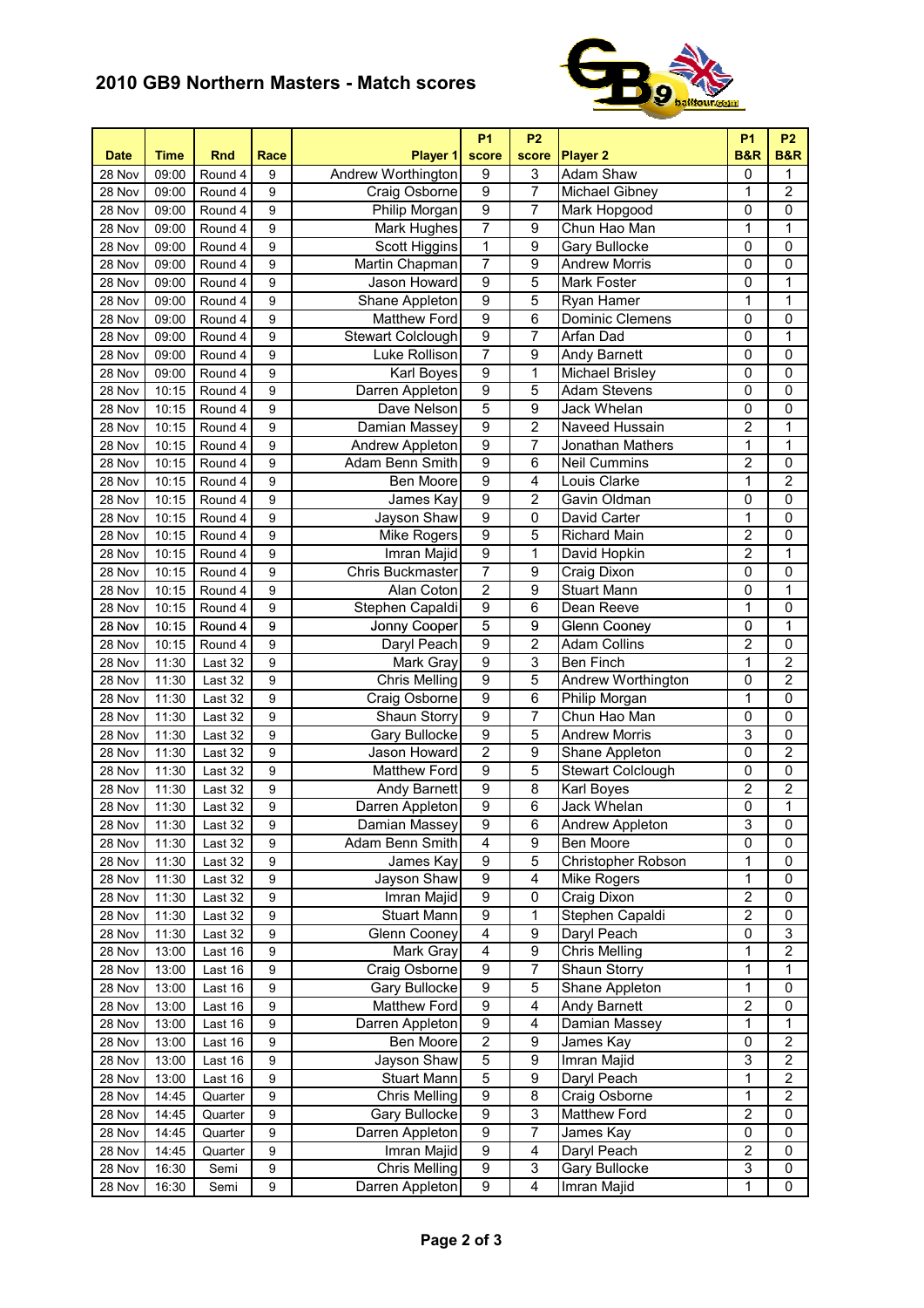## 2010 GB9 Northern Masters - Match scores

| Date | Time | Rnd | Race | Player 1 | P1 score | P2 score | Player 2 | P1 B&R | P2 B&R |
|---|---|---|---|---|---|---|---|---|---|
| 28 Nov | 09:00 | Round 4 | 9 | Andrew Worthington | 9 | 3 | Adam Shaw | 0 | 1 |
| 28 Nov | 09:00 | Round 4 | 9 | Craig Osborne | 9 | 7 | Michael Gibney | 1 | 2 |
| 28 Nov | 09:00 | Round 4 | 9 | Philip Morgan | 9 | 7 | Mark Hopgood | 0 | 0 |
| 28 Nov | 09:00 | Round 4 | 9 | Mark Hughes | 7 | 9 | Chun Hao Man | 1 | 1 |
| 28 Nov | 09:00 | Round 4 | 9 | Scott Higgins | 1 | 9 | Gary Bullocke | 0 | 0 |
| 28 Nov | 09:00 | Round 4 | 9 | Martin Chapman | 7 | 9 | Andrew Morris | 0 | 0 |
| 28 Nov | 09:00 | Round 4 | 9 | Jason Howard | 9 | 5 | Mark Foster | 0 | 1 |
| 28 Nov | 09:00 | Round 4 | 9 | Shane Appleton | 9 | 5 | Ryan Hamer | 1 | 1 |
| 28 Nov | 09:00 | Round 4 | 9 | Matthew Ford | 9 | 6 | Dominic Clemens | 0 | 0 |
| 28 Nov | 09:00 | Round 4 | 9 | Stewart Colclough | 9 | 7 | Arfan Dad | 0 | 1 |
| 28 Nov | 09:00 | Round 4 | 9 | Luke Rollison | 7 | 9 | Andy Barnett | 0 | 0 |
| 28 Nov | 09:00 | Round 4 | 9 | Karl Boyes | 9 | 1 | Michael Brisley | 0 | 0 |
| 28 Nov | 10:15 | Round 4 | 9 | Darren Appleton | 9 | 5 | Adam Stevens | 0 | 0 |
| 28 Nov | 10:15 | Round 4 | 9 | Dave Nelson | 5 | 9 | Jack Whelan | 0 | 0 |
| 28 Nov | 10:15 | Round 4 | 9 | Damian Massey | 9 | 2 | Naveed Hussain | 2 | 1 |
| 28 Nov | 10:15 | Round 4 | 9 | Andrew Appleton | 9 | 7 | Jonathan Mathers | 1 | 1 |
| 28 Nov | 10:15 | Round 4 | 9 | Adam Benn Smith | 9 | 6 | Neil Cummins | 2 | 0 |
| 28 Nov | 10:15 | Round 4 | 9 | Ben Moore | 9 | 4 | Louis Clarke | 1 | 2 |
| 28 Nov | 10:15 | Round 4 | 9 | James Kay | 9 | 2 | Gavin Oldman | 0 | 0 |
| 28 Nov | 10:15 | Round 4 | 9 | Jayson Shaw | 9 | 0 | David Carter | 1 | 0 |
| 28 Nov | 10:15 | Round 4 | 9 | Mike Rogers | 9 | 5 | Richard Main | 2 | 0 |
| 28 Nov | 10:15 | Round 4 | 9 | Imran Majid | 9 | 1 | David Hopkin | 2 | 1 |
| 28 Nov | 10:15 | Round 4 | 9 | Chris Buckmaster | 7 | 9 | Craig Dixon | 0 | 0 |
| 28 Nov | 10:15 | Round 4 | 9 | Alan Coton | 2 | 9 | Stuart Mann | 0 | 1 |
| 28 Nov | 10:15 | Round 4 | 9 | Stephen Capaldi | 9 | 6 | Dean Reeve | 1 | 0 |
| 28 Nov | 10:15 | Round 4 | 9 | Jonny Cooper | 5 | 9 | Glenn Cooney | 0 | 1 |
| 28 Nov | 10:15 | Round 4 | 9 | Daryl Peach | 9 | 2 | Adam Collins | 2 | 0 |
| 28 Nov | 11:30 | Last 32 | 9 | Mark Gray | 9 | 3 | Ben Finch | 1 | 2 |
| 28 Nov | 11:30 | Last 32 | 9 | Chris Melling | 9 | 5 | Andrew Worthington | 0 | 2 |
| 28 Nov | 11:30 | Last 32 | 9 | Craig Osborne | 9 | 6 | Philip Morgan | 1 | 0 |
| 28 Nov | 11:30 | Last 32 | 9 | Shaun Storry | 9 | 7 | Chun Hao Man | 0 | 0 |
| 28 Nov | 11:30 | Last 32 | 9 | Gary Bullocke | 9 | 5 | Andrew Morris | 3 | 0 |
| 28 Nov | 11:30 | Last 32 | 9 | Jason Howard | 2 | 9 | Shane Appleton | 0 | 2 |
| 28 Nov | 11:30 | Last 32 | 9 | Matthew Ford | 9 | 5 | Stewart Colclough | 0 | 0 |
| 28 Nov | 11:30 | Last 32 | 9 | Andy Barnett | 9 | 8 | Karl Boyes | 2 | 2 |
| 28 Nov | 11:30 | Last 32 | 9 | Darren Appleton | 9 | 6 | Jack Whelan | 0 | 1 |
| 28 Nov | 11:30 | Last 32 | 9 | Damian Massey | 9 | 6 | Andrew Appleton | 3 | 0 |
| 28 Nov | 11:30 | Last 32 | 9 | Adam Benn Smith | 4 | 9 | Ben Moore | 0 | 0 |
| 28 Nov | 11:30 | Last 32 | 9 | James Kay | 9 | 5 | Christopher Robson | 1 | 0 |
| 28 Nov | 11:30 | Last 32 | 9 | Jayson Shaw | 9 | 4 | Mike Rogers | 1 | 0 |
| 28 Nov | 11:30 | Last 32 | 9 | Imran Majid | 9 | 0 | Craig Dixon | 2 | 0 |
| 28 Nov | 11:30 | Last 32 | 9 | Stuart Mann | 9 | 1 | Stephen Capaldi | 2 | 0 |
| 28 Nov | 11:30 | Last 32 | 9 | Glenn Cooney | 4 | 9 | Daryl Peach | 0 | 3 |
| 28 Nov | 13:00 | Last 16 | 9 | Mark Gray | 4 | 9 | Chris Melling | 1 | 2 |
| 28 Nov | 13:00 | Last 16 | 9 | Craig Osborne | 9 | 7 | Shaun Storry | 1 | 1 |
| 28 Nov | 13:00 | Last 16 | 9 | Gary Bullocke | 9 | 5 | Shane Appleton | 1 | 0 |
| 28 Nov | 13:00 | Last 16 | 9 | Matthew Ford | 9 | 4 | Andy Barnett | 2 | 0 |
| 28 Nov | 13:00 | Last 16 | 9 | Darren Appleton | 9 | 4 | Damian Massey | 1 | 1 |
| 28 Nov | 13:00 | Last 16 | 9 | Ben Moore | 2 | 9 | James Kay | 0 | 2 |
| 28 Nov | 13:00 | Last 16 | 9 | Jayson Shaw | 5 | 9 | Imran Majid | 3 | 2 |
| 28 Nov | 13:00 | Last 16 | 9 | Stuart Mann | 5 | 9 | Daryl Peach | 1 | 2 |
| 28 Nov | 14:45 | Quarter | 9 | Chris Melling | 9 | 8 | Craig Osborne | 1 | 2 |
| 28 Nov | 14:45 | Quarter | 9 | Gary Bullocke | 9 | 3 | Matthew Ford | 2 | 0 |
| 28 Nov | 14:45 | Quarter | 9 | Darren Appleton | 9 | 7 | James Kay | 0 | 0 |
| 28 Nov | 14:45 | Quarter | 9 | Imran Majid | 9 | 4 | Daryl Peach | 2 | 0 |
| 28 Nov | 16:30 | Semi | 9 | Chris Melling | 9 | 3 | Gary Bullocke | 3 | 0 |
| 28 Nov | 16:30 | Semi | 9 | Darren Appleton | 9 | 4 | Imran Majid | 1 | 0 |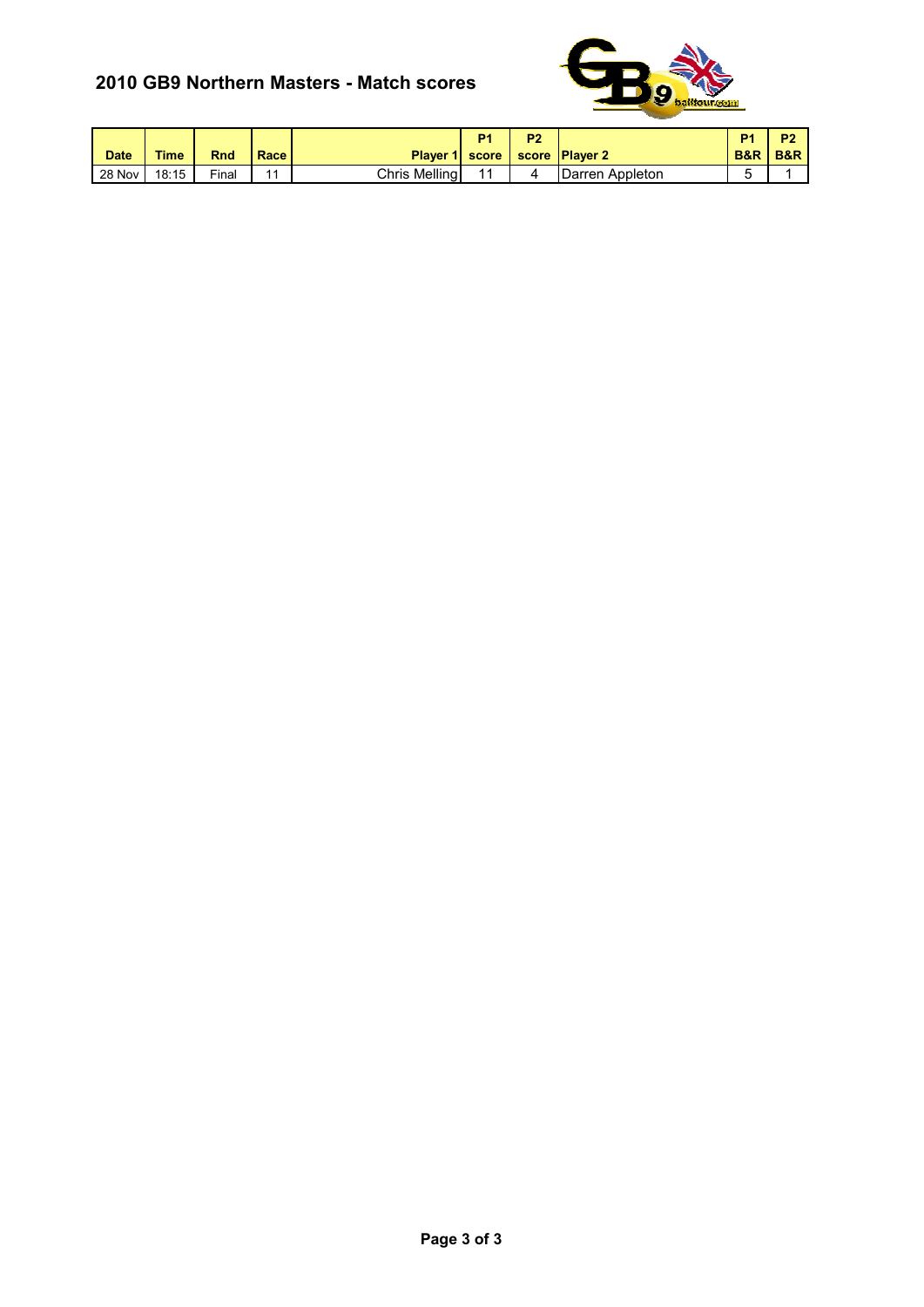## 2010 GB9 Northern Masters - Match scores

| Date | Time | Rnd | Race | Player 1 | P1 score | P2 score | Player 2 | P1 B&R | P2 B&R |
|---|---|---|---|---|---|---|---|---|---|
| 28 Nov | 18:15 | Final | 11 | Chris Melling | 11 | 4 | Darren Appleton | 5 | 1 |